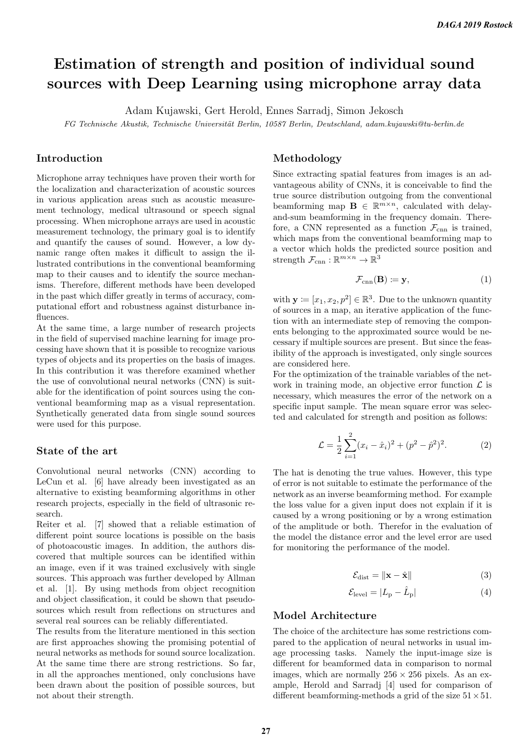# Estimation of strength and position of individual sound sources with Deep Learning using microphone array data

Adam Kujawski, Gert Herold, Ennes Sarradj, Simon Jekosch

*FG Technische Akustik, Technische Universität Berlin, 10587 Berlin, Deutschland, adam.kujawski@tu-berlin.de*

## Introduction

Microphone array techniques have proven their worth for the localization and characterization of acoustic sources in various application areas such as acoustic measurement technology, medical ultrasound or speech signal processing. When microphone arrays are used in acoustic measurement technology, the primary goal is to identify and quantify the causes of sound. However, a low dynamic range often makes it difficult to assign the illustrated contributions in the conventional beamforming map to their causes and to identify the source mechanisms. Therefore, different methods have been developed in the past which differ greatly in terms of accuracy, computational effort and robustness against disturbance influences.

At the same time, a large number of research projects in the field of supervised machine learning for image processing have shown that it is possible to recognize various types of objects and its properties on the basis of images. In this contribution it was therefore examined whether the use of convolutional neural networks (CNN) is suitable for the identification of point sources using the conventional beamforming map as a visual representation. Synthetically generated data from single sound sources were used for this purpose.

## State of the art

Convolutional neural networks (CNN) according to LeCun et al. [6] have already been investigated as an alternative to existing beamforming algorithms in other research projects, especially in the field of ultrasonic research.

Reiter et al. [7] showed that a reliable estimation of different point source locations is possible on the basis of photoacoustic images. In addition, the authors discovered that multiple sources can be identified within an image, even if it was trained exclusively with single sources. This approach was further developed by Allman et al. [1]. By using methods from object recognition and object classification, it could be shown that pseudo-sources which result from reflections on structures and several real sources can be reliably differentiated.

The results from the literature mentioned in this section are first approaches showing the promising potential of neural networks as methods for sound source localization. At the same time there are strong restrictions. So far, in all the approaches mentioned, only conclusions have been drawn about the position of possible sources, but not about their strength.

## Methodology

Since extracting spatial features from images is an advantageous ability of CNNs, it is conceivable to find the true source distribution outgoing from the conventional beamforming map $\mathbf{B} \in \mathbb{R}^{m \times n}$, calculated with delay-and-sum beamforming in the frequency domain. Therefore, a CNN represented as a function $\mathcal{F}_{\text{cnn}}$ is trained, which maps from the conventional beamforming map to a vector which holds the predicted source position and strength $\mathcal{F}_{\text{cnn}} : \mathbb{R}^{m \times n} \to \mathbb{R}^3$

$$\mathcal{F}_{\text{cnn}}(\mathbf{B}) \coloneqq \mathbf{y}, \tag{1}$$

with $\mathbf{y} \coloneqq [x_1, x_2, p^2] \in \mathbb{R}^3$. Due to the unknown quantity of sources in a map, an iterative application of the function with an intermediate step of removing the components belonging to the approximated source would be necessary if multiple sources are present. But since the feasibility of the approach is investigated, only single sources are considered here.

For the optimization of the trainable variables of the network in training mode, an objective error function $\mathcal{L}$ is necessary, which measures the error of the network on a specific input sample. The mean square error was selected and calculated for strength and position as follows:

$$\mathcal{L} = \frac{1}{2} \sum_{i=1}^{2} (x_i - \hat{x}_i)^2 + (p^2 - \hat{p}^2)^2. \tag{2}$$

The hat is denoting the true values. However, this type of error is not suitable to estimate the performance of the network as an inverse beamforming method. For example the loss value for a given input does not explain if it is caused by a wrong positioning or by a wrong estimation of the amplitude or both. Therefor in the evaluation of the model the distance error and the level error are used for monitoring the performance of the model.

$$\mathcal{E}_{\text{dist}} = \|\mathbf{x} - \hat{\mathbf{x}}\| \tag{3}$$

$$\mathcal{E}_{\text{level}} = |L_{\text{p}} - \hat{L}_{\text{p}}| \tag{4}$$

## Model Architecture

The choice of the architecture has some restrictions compared to the application of neural networks in usual image processing tasks. Namely the input-image size is different for beamformed data in comparison to normal images, which are normally $256 \times 256$ pixels. As an example, Herold and Sarradj [4] used for comparison of different beamforming-methods a grid of the size $51 \times 51$.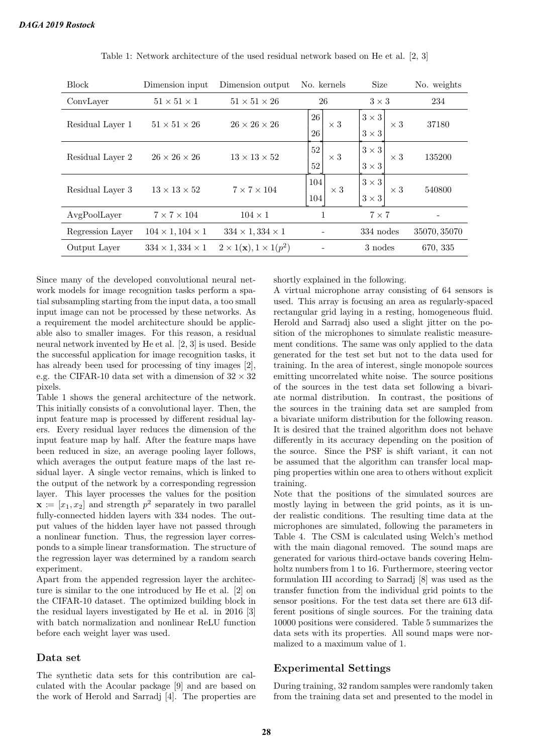Table 1: Network architecture of the used residual network based on He et al. [2, 3]

| Block | Dimension input | Dimension output | No. kernels | Size | No. weights |
|---|---|---|---|---|---|
| ConvLayer | $51 \times 51 \times 1$ | $51 \times 51 \times 26$ | 26 | $3 \times 3$ | 234 |
| Residual Layer 1 | $51 \times 51 \times 26$ | $26 \times 26 \times 26$ | $\begin{bmatrix} 26 \\ 26 \end{bmatrix} \times 3$ | $\begin{bmatrix} 3 \times 3 \\ 3 \times 3 \end{bmatrix} \times 3$ | 37180 |
| Residual Layer 2 | $26 \times 26 \times 26$ | $13 \times 13 \times 52$ | $\begin{bmatrix} 52 \\ 52 \end{bmatrix} \times 3$ | $\begin{bmatrix} 3 \times 3 \\ 3 \times 3 \end{bmatrix} \times 3$ | 135200 |
| Residual Layer 3 | $13 \times 13 \times 52$ | $7 \times 7 \times 104$ | $\begin{bmatrix} 104 \\ 104 \end{bmatrix} \times 3$ | $\begin{bmatrix} 3 \times 3 \\ 3 \times 3 \end{bmatrix} \times 3$ | 540800 |
| AvgPoolLayer | $7 \times 7 \times 104$ | $104 \times 1$ | 1 | $7 \times 7$ | - |
| Regression Layer | $104 \times 1, 104 \times 1$ | $334 \times 1, 334 \times 1$ | - | 334 nodes | 35070, 35070 |
| Output Layer | $334 \times 1, 334 \times 1$ | $2 \times 1(\mathbf{x}), 1 \times 1(p^2)$ | - | 3 nodes | 670, 335 |

Since many of the developed convolutional neural network models for image recognition tasks perform a spatial subsampling starting from the input data, a too small input image can not be processed by these networks. As a requirement the model architecture should be applicable also to smaller images. For this reason, a residual neural network invented by He et al. [2, 3] is used. Beside the successful application for image recognition tasks, it has already been used for processing of tiny images [2], e.g. the CIFAR-10 data set with a dimension of $32 \times 32$ pixels.

Table 1 shows the general architecture of the network. This initially consists of a convolutional layer. Then, the input feature map is processed by different residual layers. Every residual layer reduces the dimension of the input feature map by half. After the feature maps have been reduced in size, an average pooling layer follows, which averages the output feature maps of the last residual layer. A single vector remains, which is linked to the output of the network by a corresponding regression layer. This layer processes the values for the position $\mathbf{x} := [x_1, x_2]$ and strength $p^2$ separately in two parallel fully-connected hidden layers with 334 nodes. The output values of the hidden layer have not passed through a nonlinear function. Thus, the regression layer corresponds to a simple linear transformation. The structure of the regression layer was determined by a random search experiment.

Apart from the appended regression layer the architecture is similar to the one introduced by He et al. [2] on the CIFAR-10 dataset. The optimized building block in the residual layers investigated by He et al. in 2016 [3] with batch normalization and nonlinear ReLU function before each weight layer was used.

## Data set

The synthetic data sets for this contribution are calculated with the Acoular package [9] and are based on the work of Herold and Sarradj [4]. The properties are shortly explained in the following.

A virtual microphone array consisting of 64 sensors is used. This array is focusing an area as regularly-spaced rectangular grid laying in a resting, homogeneous fluid. Herold and Sarradj also used a slight jitter on the position of the microphones to simulate realistic measurement conditions. The same was only applied to the data generated for the test set but not to the data used for training. In the area of interest, single monopole sources emitting uncorrelated white noise. The source positions of the sources in the test data set following a bivariate normal distribution. In contrast, the positions of the sources in the training data set are sampled from a bivariate uniform distribution for the following reason. It is desired that the trained algorithm does not behave differently in its accuracy depending on the position of the source. Since the PSF is shift variant, it can not be assumed that the algorithm can transfer local mapping properties within one area to others without explicit training.

Note that the positions of the simulated sources are mostly laying in between the grid points, as it is under realistic conditions. The resulting time data at the microphones are simulated, following the parameters in Table 4. The CSM is calculated using Welch's method with the main diagonal removed. The sound maps are generated for various third-octave bands covering Helmholtz numbers from 1 to 16. Furthermore, steering vector formulation III according to Sarradj [8] was used as the transfer function from the individual grid points to the sensor positions. For the test data set there are 613 different positions of single sources. For the training data 10000 positions were considered. Table 5 summarizes the data sets with its properties. All sound maps were normalized to a maximum value of 1.

## Experimental Settings

During training, 32 random samples were randomly taken from the training data set and presented to the model in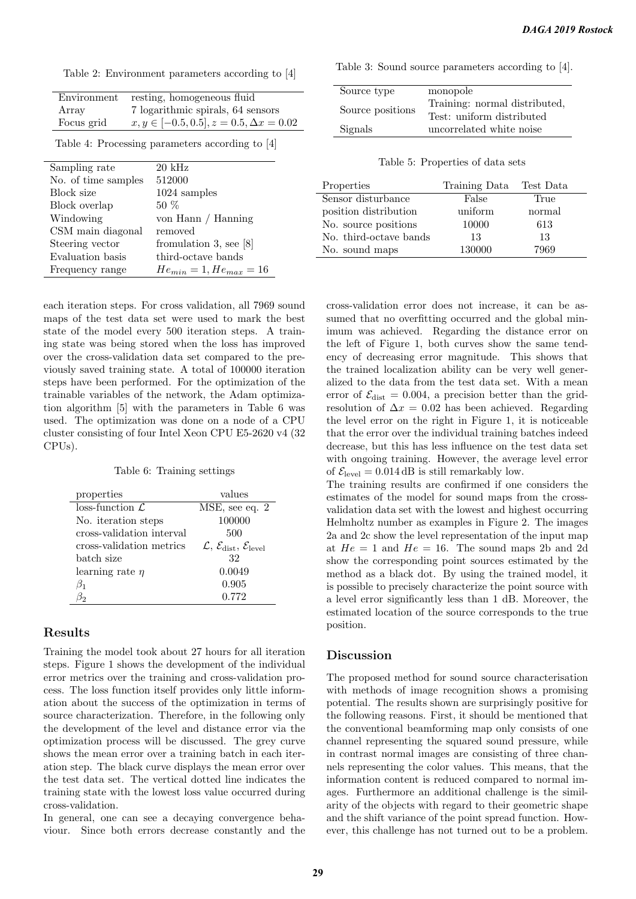Table 2: Environment parameters according to [4]

| | |
|---|---|
| Environment | resting, homogeneous fluid |
| Array | 7 logarithmic spirals, 64 sensors |
| Focus grid | $x, y \in [-0.5, 0.5], z = 0.5, \Delta x = 0.02$ |

Table 4: Processing parameters according to [4]

| | |
|---|---|
| Sampling rate | 20 kHz |
| No. of time samples | 512000 |
| Block size | 1024 samples |
| Block overlap | 50 % |
| Windowing | von Hann / Hanning |
| CSM main diagonal | removed |
| Steering vector | fromulation 3, see [8] |
| Evaluation basis | third-octave bands |
| Frequency range | $He_{min} = 1, He_{max} = 16$ |

Table 3: Sound source parameters according to [4].

| | |
|---|---|
| Source type | monopole |
| Source positions | Training: normal distributed, Test: uniform distributed |
| Signals | uncorrelated white noise |

Table 5: Properties of data sets

| Properties | Training Data | Test Data |
|---|---|---|
| Sensor disturbance | False | True |
| position distribution | uniform | normal |
| No. source positions | 10000 | 613 |
| No. third-octave bands | 13 | 13 |
| No. sound maps | 130000 | 7969 |

each iteration steps. For cross validation, all 7969 sound maps of the test data set were used to mark the best state of the model every 500 iteration steps. A training state was being stored when the loss has improved over the cross-validation data set compared to the previously saved training state. A total of 100000 iteration steps have been performed. For the optimization of the trainable variables of the network, the Adam optimization algorithm [5] with the parameters in Table 6 was used. The optimization was done on a node of a CPU cluster consisting of four Intel Xeon CPU E5-2620 v4 (32 CPUs).

Table 6: Training settings

| properties | values |
|---|---|
| loss-function $\mathcal{L}$ | MSE, see eq. 2 |
| No. iteration steps | 100000 |
| cross-validation interval | 500 |
| cross-validation metrics | $\mathcal{L}$, $\mathcal{E}_{\text{dist}}$, $\mathcal{E}_{\text{level}}$ |
| batch size | 32 |
| learning rate $\eta$ | 0.0049 |
| $\beta_1$ | 0.905 |
| $\beta_2$ | 0.772 |

## Results

Training the model took about 27 hours for all iteration steps. Figure 1 shows the development of the individual error metrics over the training and cross-validation process. The loss function itself provides only little information about the success of the optimization in terms of source characterization. Therefore, in the following only the development of the level and distance error via the optimization process will be discussed. The grey curve shows the mean error over a training batch in each iteration step. The black curve displays the mean error over the test data set. The vertical dotted line indicates the training state with the lowest loss value occurred during cross-validation.

In general, one can see a decaying convergence behaviour. Since both errors decrease constantly and the cross-validation error does not increase, it can be assumed that no overfitting occurred and the global minimum was achieved. Regarding the distance error on the left of Figure 1, both curves show the same tendency of decreasing error magnitude. This shows that the trained localization ability can be very well generalized to the data from the test data set. With a mean error of $\mathcal{E}_{\text{dist}} = 0.004$, a precision better than the grid-resolution of $\Delta x = 0.02$ has been achieved. Regarding the level error on the right in Figure 1, it is noticeable that the error over the individual training batches indeed decrease, but this has less influence on the test data set with ongoing training. However, the average level error of $\mathcal{E}_{\text{level}} = 0.014\,\text{dB}$ is still remarkably low.

The training results are confirmed if one considers the estimates of the model for sound maps from the cross-validation data set with the lowest and highest occurring Helmholtz number as examples in Figure 2. The images 2a and 2c show the level representation of the input map at $He = 1$ and $He = 16$. The sound maps 2b and 2d show the corresponding point sources estimated by the method as a black dot. By using the trained model, it is possible to precisely characterize the point source with a level error significantly less than 1 dB. Moreover, the estimated location of the source corresponds to the true position.

## Discussion

The proposed method for sound source characterisation with methods of image recognition shows a promising potential. The results shown are surprisingly positive for the following reasons. First, it should be mentioned that the conventional beamforming map only consists of one channel representing the squared sound pressure, while in contrast normal images are consisting of three channels representing the color values. This means, that the information content is reduced compared to normal images. Furthermore an additional challenge is the similarity of the objects with regard to their geometric shape and the shift variance of the point spread function. However, this challenge has not turned out to be a problem.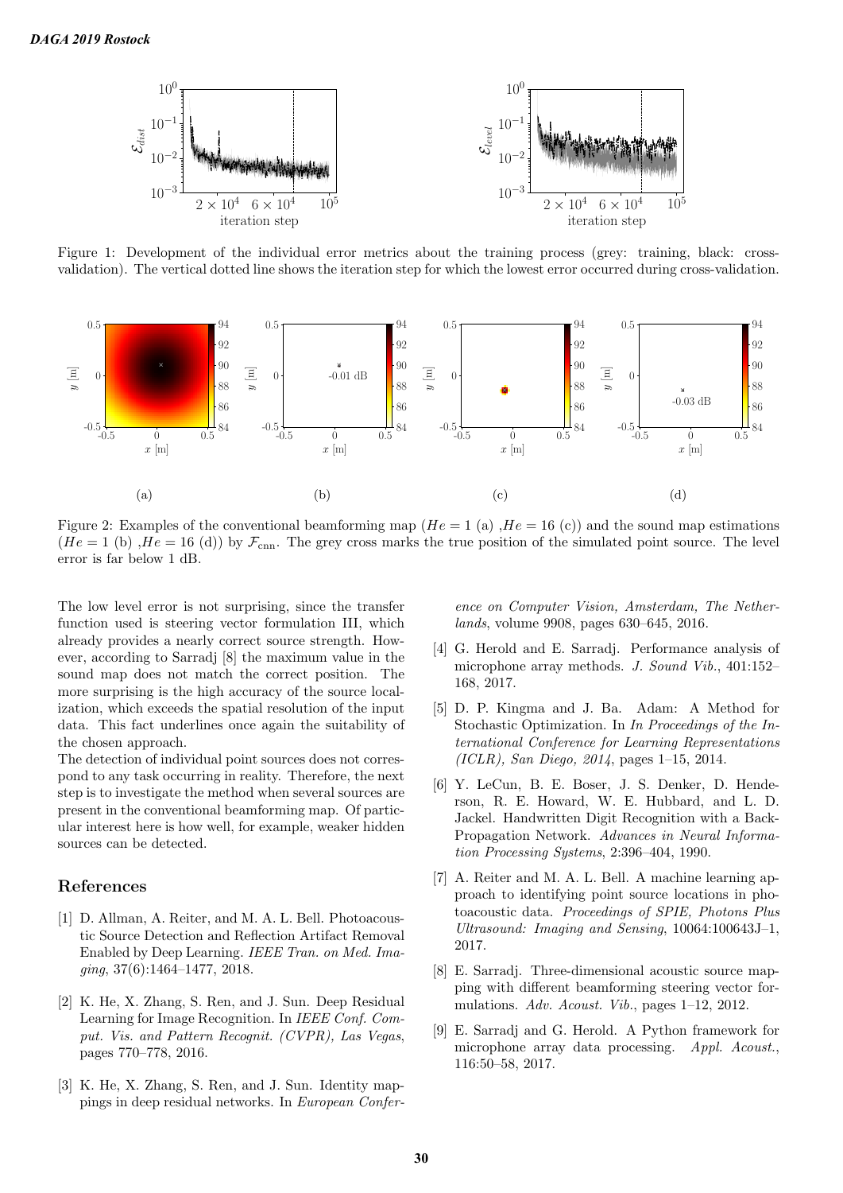$10^0$
$10^{-1}$
$10^{-2}$
$10^{-3}$
$\mathcal{E}_{dist}$
$2 \times 10^4$ $6 \times 10^4$ $10^5$
iteration step

$10^0$
$10^{-1}$
$10^{-2}$
$10^{-3}$
$\mathcal{E}_{level}$
$2 \times 10^4$ $6 \times 10^4$ $10^5$
iteration step

Figure 1: Development of the individual error metrics about the training process (grey: training, black: cross-validation). The vertical dotted line shows the iteration step for which the lowest error occurred during cross-validation.

$y$ [m]
$x$ [m]
0.5
0
-0.5
-0.5 0 0.5
94
92
90
88
86
84

(a)

-0.01 dB

(b)

(c)

-0.03 dB

(d)

Figure 2: Examples of the conventional beamforming map ($He = 1$ (a) ,$He = 16$ (c)) and the sound map estimations ($He = 1$ (b) ,$He = 16$ (d)) by $\mathcal{F}_{\text{cnn}}$. The grey cross marks the true position of the simulated point source. The level error is far below 1 dB.

The low level error is not surprising, since the transfer function used is steering vector formulation III, which already provides a nearly correct source strength. However, according to Sarradj [8] the maximum value in the sound map does not match the correct position. The more surprising is the high accuracy of the source localization, which exceeds the spatial resolution of the input data. This fact underlines once again the suitability of the chosen approach.

The detection of individual point sources does not correspond to any task occurring in reality. Therefore, the next step is to investigate the method when several sources are present in the conventional beamforming map. Of particular interest here is how well, for example, weaker hidden sources can be detected.

## References

[1] D. Allman, A. Reiter, and M. A. L. Bell. Photoacoustic Source Detection and Reflection Artifact Removal Enabled by Deep Learning. *IEEE Tran. on Med. Imaging*, 37(6):1464–1477, 2018.

[2] K. He, X. Zhang, S. Ren, and J. Sun. Deep Residual Learning for Image Recognition. In *IEEE Conf. Comput. Vis. and Pattern Recognit. (CVPR), Las Vegas*, pages 770–778, 2016.

[3] K. He, X. Zhang, S. Ren, and J. Sun. Identity mappings in deep residual networks. In *European Conference on Computer Vision, Amsterdam, The Netherlands*, volume 9908, pages 630–645, 2016.

[4] G. Herold and E. Sarradj. Performance analysis of microphone array methods. *J. Sound Vib.*, 401:152–168, 2017.

[5] D. P. Kingma and J. Ba. Adam: A Method for Stochastic Optimization. In *In Proceedings of the International Conference for Learning Representations (ICLR), San Diego, 2014*, pages 1–15, 2014.

[6] Y. LeCun, B. E. Boser, J. S. Denker, D. Henderson, R. E. Howard, W. E. Hubbard, and L. D. Jackel. Handwritten Digit Recognition with a Back-Propagation Network. *Advances in Neural Information Processing Systems*, 2:396–404, 1990.

[7] A. Reiter and M. A. L. Bell. A machine learning approach to identifying point source locations in photoacoustic data. *Proceedings of SPIE, Photons Plus Ultrasound: Imaging and Sensing*, 10064:100643J–1, 2017.

[8] E. Sarradj. Three-dimensional acoustic source mapping with different beamforming steering vector formulations. *Adv. Acoust. Vib.*, pages 1–12, 2012.

[9] E. Sarradj and G. Herold. A Python framework for microphone array data processing. *Appl. Acoust.*, 116:50–58, 2017.